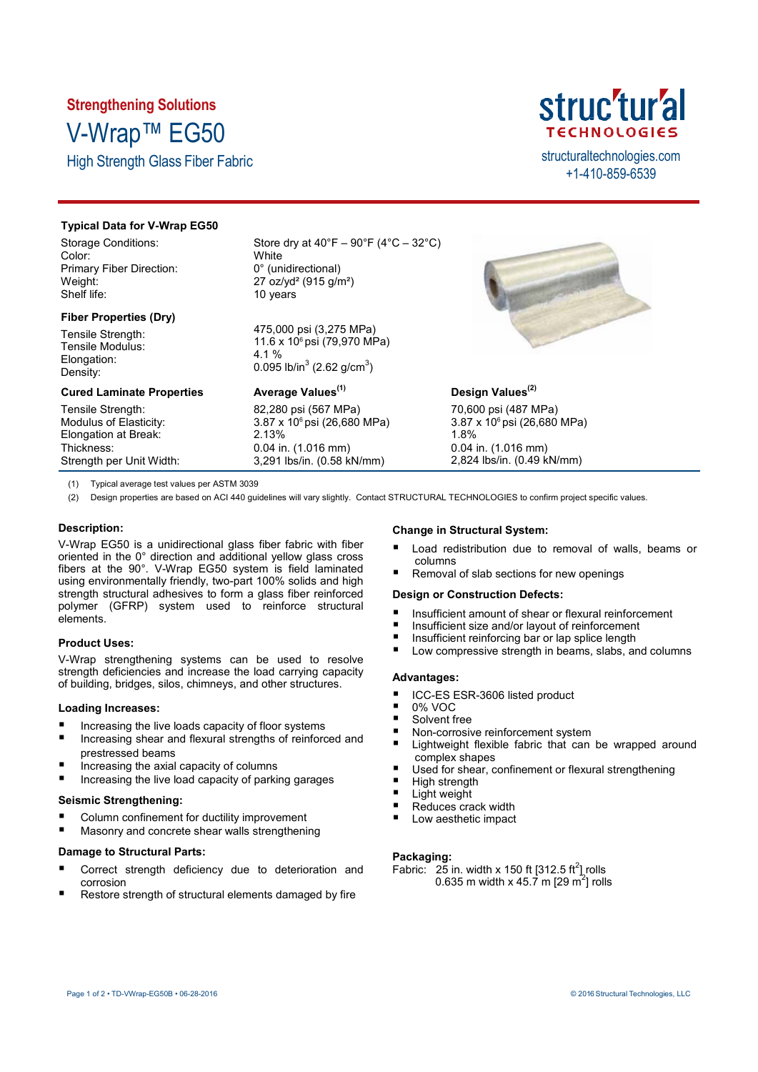**Strengthening Solutions**

# V-Wrap™ EG50

## High Strength Glass Fiber Fabric

structuraltechnologies.com
+1-410-859-6539

| **Typical Data for V-Wrap EG50** | | |
|---|---|---|
| Storage Conditions: | Store dry at 40°F – 90°F (4°C – 32°C) | |
| Color: | White | |
| Primary Fiber Direction: | 0° (unidirectional) | |
| Weight: | 27 oz/yd² (915 g/m²) | |
| Shelf life: | 10 years | |
| **Fiber Properties (Dry)** | | |
| Tensile Strength: | 475,000 psi (3,275 MPa) | |
| Tensile Modulus: | 11.6 x $10^6$ psi (79,970 MPa) | |
| Elongation: | 4.1 % | |
| Density: | 0.095 lb/in³ (2.62 g/cm³) | |
| **Cured Laminate Properties** | **Average Values[(1)]** | **Design Values[(2)]** |
| Tensile Strength: | 82,280 psi (567 MPa) | 70,600 psi (487 MPa) |
| Modulus of Elasticity: | 3.87 x $10^6$ psi (26,680 MPa) | 3.87 x $10^6$ psi (26,680 MPa) |
| Elongation at Break: | 2.13% | 1.8% |
| Thickness: | 0.04 in. (1.016 mm) | 0.04 in. (1.016 mm) |
| Strength per Unit Width: | 3,291 lbs/in. (0.58 kN/mm) | 2,824 lbs/in. (0.49 kN/mm) |

(1) Typical average test values per ASTM 3039

(2) Design properties are based on ACI 440 guidelines will vary slightly. Contact STRUCTURAL TECHNOLOGIES to confirm project specific values.

### Description:

V-Wrap EG50 is a unidirectional glass fiber fabric with fiber oriented in the 0° direction and additional yellow glass cross fibers at the 90°. V-Wrap EG50 system is field laminated using environmentally friendly, two-part 100% solids and high strength structural adhesives to form a glass fiber reinforced polymer (GFRP) system used to reinforce structural elements.

### Product Uses:

V-Wrap strengthening systems can be used to resolve strength deficiencies and increase the load carrying capacity of building, bridges, silos, chimneys, and other structures.

### Loading Increases:

- Increasing the live loads capacity of floor systems
- Increasing shear and flexural strengths of reinforced and prestressed beams
- Increasing the axial capacity of columns
- Increasing the live load capacity of parking garages

### Seismic Strengthening:

- Column confinement for ductility improvement
- Masonry and concrete shear walls strengthening

### Damage to Structural Parts:

- Correct strength deficiency due to deterioration and corrosion
- Restore strength of structural elements damaged by fire

### Change in Structural System:

- Load redistribution due to removal of walls, beams or columns
- Removal of slab sections for new openings

### Design or Construction Defects:

- Insufficient amount of shear or flexural reinforcement
- Insufficient size and/or layout of reinforcement
- Insufficient reinforcing bar or lap splice length
- Low compressive strength in beams, slabs, and columns

### Advantages:

- ICC-ES ESR-3606 listed product
- 0% VOC
- Solvent free
- Non-corrosive reinforcement system
- Lightweight flexible fabric that can be wrapped around complex shapes
- Used for shear, confinement or flexural strengthening
- High strength
- Light weight
- Reduces crack width
- Low aesthetic impact

### Packaging:

Fabric: 25 in. width x 150 ft [312.5 ft²] rolls
0.635 m width x 45.7 m [29 m²] rolls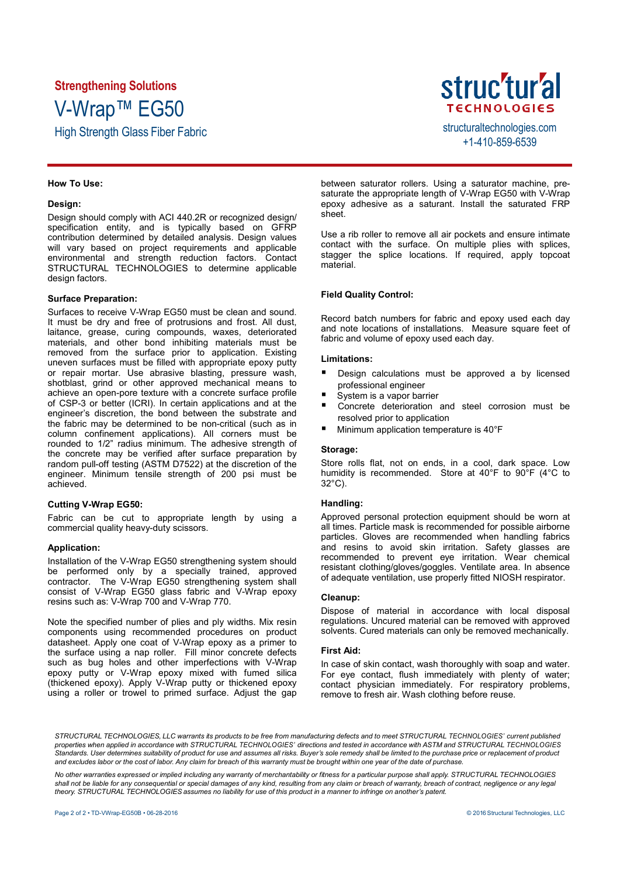**Strengthening Solutions**

# V-Wrap™ EG50

High Strength Glass Fiber Fabric

structural TECHNOLOGIES
structuraltechnologies.com
+1-410-859-6539

### How To Use:

### Design:

Design should comply with ACI 440.2R or recognized design/ specification entity, and is typically based on GFRP contribution determined by detailed analysis. Design values will vary based on project requirements and applicable environmental and strength reduction factors. Contact STRUCTURAL TECHNOLOGIES to determine applicable design factors.

### Surface Preparation:

Surfaces to receive V-Wrap EG50 must be clean and sound. It must be dry and free of protrusions and frost. All dust, laitance, grease, curing compounds, waxes, deteriorated materials, and other bond inhibiting materials must be removed from the surface prior to application. Existing uneven surfaces must be filled with appropriate epoxy putty or repair mortar. Use abrasive blasting, pressure wash, shotblast, grind or other approved mechanical means to achieve an open-pore texture with a concrete surface profile of CSP-3 or better (ICRI). In certain applications and at the engineer's discretion, the bond between the substrate and the fabric may be determined to be non-critical (such as in column confinement applications). All corners must be rounded to 1/2" radius minimum. The adhesive strength of the concrete may be verified after surface preparation by random pull-off testing (ASTM D7522) at the discretion of the engineer. Minimum tensile strength of 200 psi must be achieved.

### Cutting V-Wrap EG50:

Fabric can be cut to appropriate length by using a commercial quality heavy-duty scissors.

### Application:

Installation of the V-Wrap EG50 strengthening system should be performed only by a specially trained, approved contractor. The V-Wrap EG50 strengthening system shall consist of V-Wrap EG50 glass fabric and V-Wrap epoxy resins such as: V-Wrap 700 and V-Wrap 770.

Note the specified number of plies and ply widths. Mix resin components using recommended procedures on product datasheet. Apply one coat of V-Wrap epoxy as a primer to the surface using a nap roller. Fill minor concrete defects such as bug holes and other imperfections with V-Wrap epoxy putty or V-Wrap epoxy mixed with fumed silica (thickened epoxy). Apply V-Wrap putty or thickened epoxy using a roller or trowel to primed surface. Adjust the gap between saturator rollers. Using a saturator machine, pre-saturate the appropriate length of V-Wrap EG50 with V-Wrap epoxy adhesive as a saturant. Install the saturated FRP sheet.

Use a rib roller to remove all air pockets and ensure intimate contact with the surface. On multiple plies with splices, stagger the splice locations. If required, apply topcoat material.

### Field Quality Control:

Record batch numbers for fabric and epoxy used each day and note locations of installations. Measure square feet of fabric and volume of epoxy used each day.

### Limitations:

- Design calculations must be approved a by licensed professional engineer
- System is a vapor barrier
- Concrete deterioration and steel corrosion must be resolved prior to application
- Minimum application temperature is 40°F

### Storage:

Store rolls flat, not on ends, in a cool, dark space. Low humidity is recommended. Store at 40°F to 90°F (4°C to 32°C).

### Handling:

Approved personal protection equipment should be worn at all times. Particle mask is recommended for possible airborne particles. Gloves are recommended when handling fabrics and resins to avoid skin irritation. Safety glasses are recommended to prevent eye irritation. Wear chemical resistant clothing/gloves/goggles. Ventilate area. In absence of adequate ventilation, use properly fitted NIOSH respirator.

### Cleanup:

Dispose of material in accordance with local disposal regulations. Uncured material can be removed with approved solvents. Cured materials can only be removed mechanically.

### First Aid:

In case of skin contact, wash thoroughly with soap and water. For eye contact, flush immediately with plenty of water; contact physician immediately. For respiratory problems, remove to fresh air. Wash clothing before reuse.

*STRUCTURAL TECHNOLOGIES, LLC warrants its products to be free from manufacturing defects and to meet STRUCTURAL TECHNOLOGIES' current published properties when applied in accordance with STRUCTURAL TECHNOLOGIES' directions and tested in accordance with ASTM and STRUCTURAL TECHNOLOGIES Standards. User determines suitability of product for use and assumes all risks. Buyer's sole remedy shall be limited to the purchase price or replacement of product and excludes labor or the cost of labor. Any claim for breach of this warranty must be brought within one year of the date of purchase.*

*No other warranties expressed or implied including any warranty of merchantability or fitness for a particular purpose shall apply. STRUCTURAL TECHNOLOGIES shall not be liable for any consequential or special damages of any kind, resulting from any claim or breach of warranty, breach of contract, negligence or any legal theory. STRUCTURAL TECHNOLOGIES assumes no liability for use of this product in a manner to infringe on another's patent.*

TD-VWrap-EG50B • 06-28-2016

© 2016 Structural Technologies, LLC